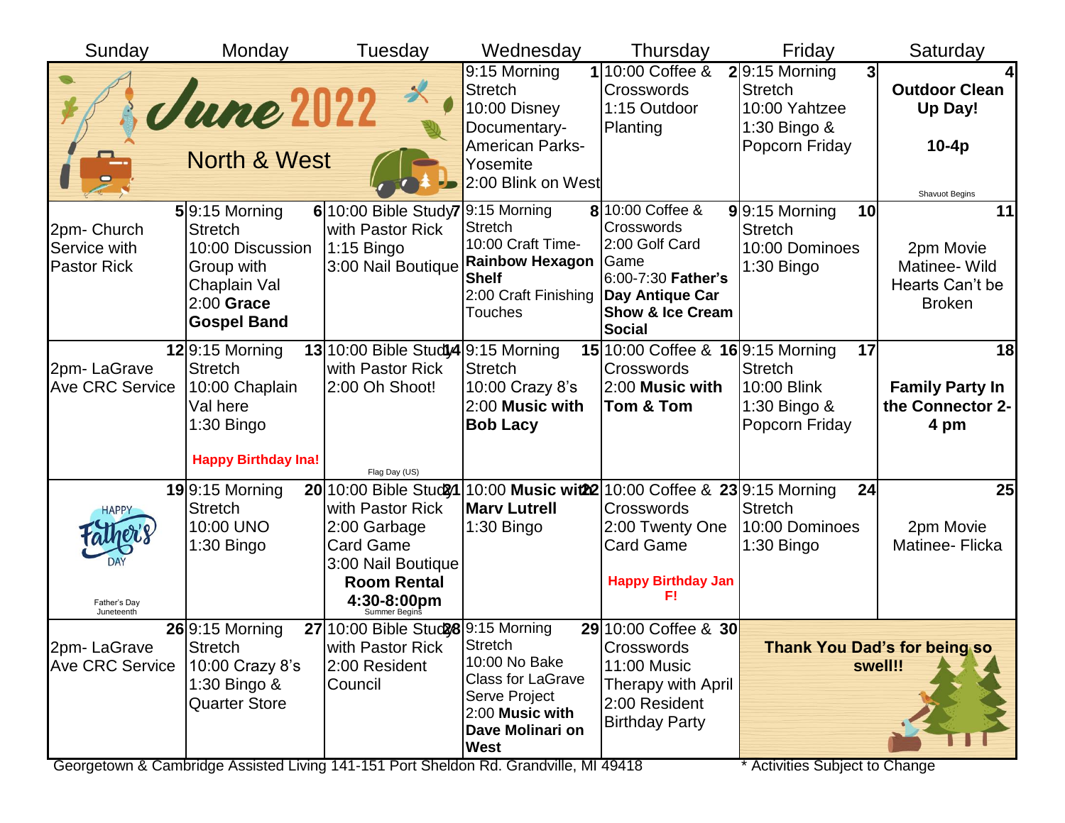# June 2022

## North & West

| Sunday | Monday | Tuesday | Wednesday | Thursday | Friday | Saturday |
|---|---|---|---|---|---|---|
| | | | **1** 9:15 Morning Stretch<br>10:00 Disney Documentary- American Parks- Yosemite<br>2:00 Blink on West | **2** 10:00 Coffee & Crosswords<br>1:15 Outdoor Planting | **3** 9:15 Morning Stretch<br>10:00 Yahtzee<br>1:30 Bingo & Popcorn Friday | **4** **Outdoor Clean Up Day!**<br>**10-4p**<br>Shavuot Begins |
| **5** 2pm- Church Service with Pastor Rick | **6** 9:15 Morning Stretch<br>10:00 Discussion Group with Chaplain Val<br>2:00 **Grace Gospel Band** | **7** 10:00 Bible Study with Pastor Rick<br>1:15 Bingo<br>3:00 Nail Boutique | **8** 9:15 Morning Stretch<br>10:00 Craft Time- **Rainbow Hexagon Shelf**<br>2:00 Craft Finishing Touches | **9** 10:00 Coffee & Crosswords<br>2:00 Golf Card Game<br>6:00-7:30 **Father's Day Antique Car Show & Ice Cream Social** | **10** 9:15 Morning Stretch<br>10:00 Dominoes<br>1:30 Bingo | **11** 2pm Movie Matinee- Wild Hearts Can't be Broken |
| **12** 2pm- LaGrave Ave CRC Service | **13** 9:15 Morning Stretch<br>10:00 Chaplain Val here<br>1:30 Bingo<br>**Happy Birthday Ina!** | **14** 10:00 Bible Study with Pastor Rick<br>2:00 Oh Shoot!<br>Flag Day (US) | **15** 9:15 Morning Stretch<br>10:00 Crazy 8's<br>2:00 **Music with Bob Lacy** | **16** 10:00 Coffee & Crosswords<br>2:00 **Music with Tom & Tom** | **17** 9:15 Morning Stretch<br>10:00 Blink<br>1:30 Bingo & Popcorn Friday | **18** **Family Party In the Connector 2-4 pm** |
| **19** HAPPY Father's DAY<br>Father's Day<br>Juneteenth | **20** 9:15 Morning Stretch<br>10:00 UNO<br>1:30 Bingo | **21** 10:00 Bible Study with Pastor Rick<br>2:00 Garbage Card Game<br>3:00 Nail Boutique<br>**Room Rental 4:30-8:00pm**<br>Summer Begins | **22** 10:00 **Music with Marv Lutrell**<br>1:30 Bingo | **23** 10:00 Coffee & Crosswords<br>2:00 Twenty One Card Game<br>**Happy Birthday Jan F!** | **24** 9:15 Morning Stretch<br>10:00 Dominoes<br>1:30 Bingo | **25** 2pm Movie Matinee- Flicka |
| **26** 2pm- LaGrave Ave CRC Service | **27** 9:15 Morning Stretch<br>10:00 Crazy 8's<br>1:30 Bingo & Quarter Store | **28** 10:00 Bible Study with Pastor Rick<br>2:00 Resident Council | **29** 9:15 Morning Stretch<br>10:00 No Bake Class for LaGrave Serve Project<br>2:00 **Music with Dave Molinari on West** | **30** 10:00 Coffee & Crosswords<br>11:00 Music Therapy with April<br>2:00 Resident Birthday Party | **Thank You Dad's for being so swell!!** | |

Georgetown & Cambridge Assisted Living 141-151 Port Sheldon Rd. Grandville, MI 49418

* Activities Subject to Change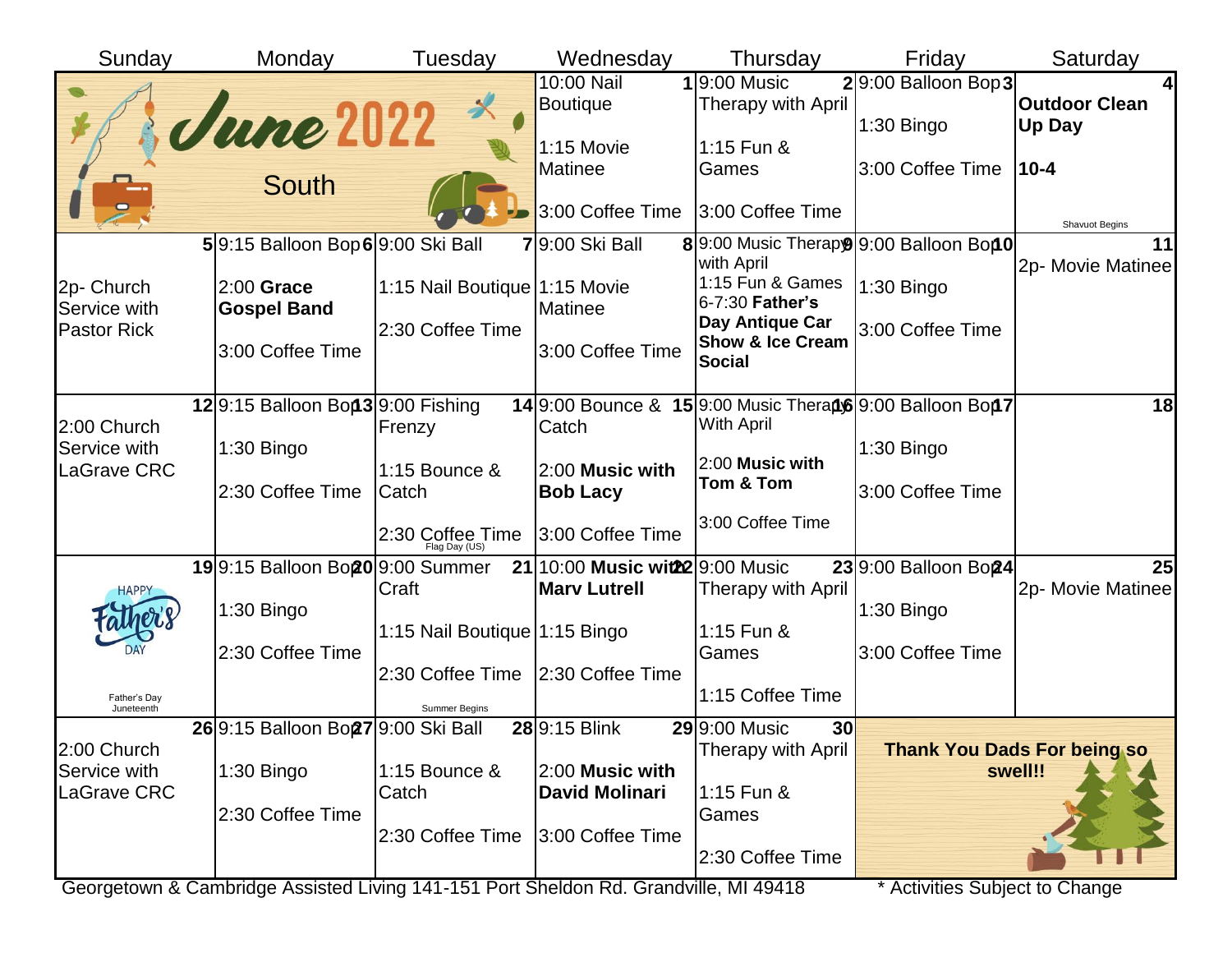# June 2022

## South

| Sunday | Monday | Tuesday | Wednesday | Thursday | Friday | Saturday |
|---|---|---|---|---|---|---|
| | | | **1** 10:00 Nail Boutique<br>1:15 Movie Matinee<br>3:00 Coffee Time | **2** 9:00 Music Therapy with April<br>1:15 Fun & Games<br>3:00 Coffee Time | **3** 9:00 Balloon Bop<br>1:30 Bingo<br>3:00 Coffee Time | **4** **Outdoor Clean Up Day**<br>**10-4**<br>Shavuot Begins |
| **5** 2p- Church Service with Pastor Rick | **6** 9:15 Balloon Bop<br>2:00 **Grace Gospel Band**<br>3:00 Coffee Time | **7** 9:00 Ski Ball<br>1:15 Nail Boutique<br>2:30 Coffee Time | **8** 9:00 Ski Ball<br>1:15 Movie Matinee<br>3:00 Coffee Time | **9** 9:00 Music Therapy with April<br>1:15 Fun & Games<br>6-7:30 **Father's Day Antique Car Show & Ice Cream Social** | **10** 9:00 Balloon Bop<br>1:30 Bingo<br>3:00 Coffee Time | **11** 2p- Movie Matinee |
| **12** 2:00 Church Service with LaGrave CRC | **13** 9:15 Balloon Bop<br>1:30 Bingo<br>2:30 Coffee Time | **14** 9:00 Fishing Frenzy<br>1:15 Bounce & Catch<br>2:30 Coffee Time<br>Flag Day (US) | **15** 9:00 Bounce & Catch<br>2:00 **Music with Bob Lacy**<br>3:00 Coffee Time | **16** 9:00 Music Therapy With April<br>2:00 **Music with Tom & Tom**<br>3:00 Coffee Time | **17** 9:00 Balloon Bop<br>1:30 Bingo<br>3:00 Coffee Time | **18** |
| **19** HAPPY Father's DAY<br>Father's Day<br>Juneteenth | **20** 9:15 Balloon Bop<br>1:30 Bingo<br>2:30 Coffee Time | **21** 9:00 Summer Craft<br>1:15 Nail Boutique<br>2:30 Coffee Time<br>Summer Begins | **22** 10:00 **Music with Marv Lutrell**<br>1:15 Bingo<br>2:30 Coffee Time | **23** 9:00 Music Therapy with April<br>1:15 Fun & Games<br>1:15 Coffee Time | **24** 9:00 Balloon Bop<br>1:30 Bingo<br>3:00 Coffee Time | **25** 2p- Movie Matinee |
| **26** 2:00 Church Service with LaGrave CRC | **27** 9:15 Balloon Bop<br>1:30 Bingo<br>2:30 Coffee Time | **28** 9:00 Ski Ball<br>1:15 Bounce & Catch<br>2:30 Coffee Time | **29** 9:15 Blink<br>2:00 **Music with David Molinari**<br>3:00 Coffee Time | **30** 9:00 Music Therapy with April<br>1:15 Fun & Games<br>2:30 Coffee Time | **Thank You Dads For being so swell!!** | |

Georgetown & Cambridge Assisted Living 141-151 Port Sheldon Rd. Grandville, MI 49418

\* Activities Subject to Change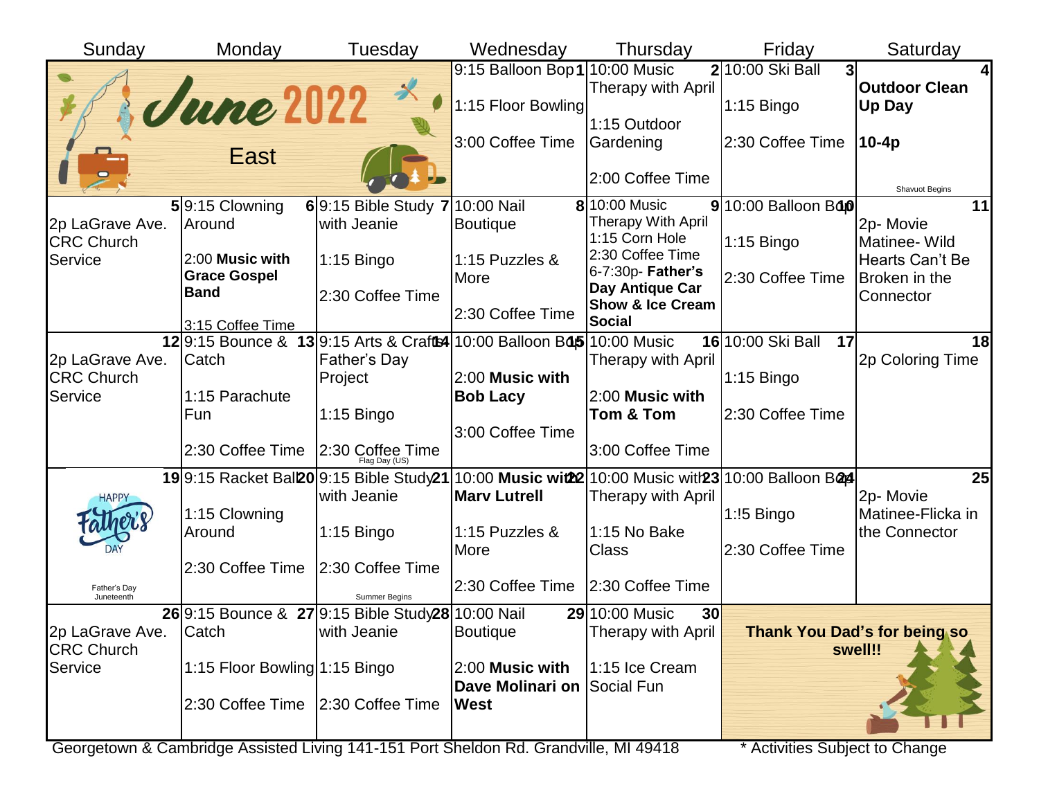# June 2022

East

| Sunday | Monday | Tuesday | Wednesday | Thursday | Friday | Saturday |
|---|---|---|---|---|---|---|
| | | | **1** 9:15 Balloon Bop<br>1:15 Floor Bowling<br>3:00 Coffee Time | **2** 10:00 Music Therapy with April<br>1:15 Outdoor Gardening<br>2:00 Coffee Time | **3** 10:00 Ski Ball<br>1:15 Bingo<br>2:30 Coffee Time | **4** **Outdoor Clean Up Day**<br>**10-4p**<br>Shavuot Begins |
| **5** 2p LaGrave Ave. CRC Church Service | **6** 9:15 Clowning Around<br>2:00 **Music with Grace Gospel Band**<br>3:15 Coffee Time | **7** 9:15 Bible Study with Jeanie<br>1:15 Bingo<br>2:30 Coffee Time | **8** 10:00 Nail Boutique<br>1:15 Puzzles & More<br>2:30 Coffee Time | **9** 10:00 Music Therapy With April<br>1:15 Corn Hole<br>2:30 Coffee Time<br>6-7:30p- **Father's Day Antique Car Show & Ice Cream Social** | **10** 10:00 Balloon Bop<br>1:15 Bingo<br>2:30 Coffee Time | **11** 2p- Movie Matinee- Wild Hearts Can't Be Broken in the Connector |
| **12** 2p LaGrave Ave. CRC Church Service | **13** 9:15 Bounce & Catch<br>1:15 Parachute Fun<br>2:30 Coffee Time | **14** 9:15 Arts & Crafts Father's Day Project<br>1:15 Bingo<br>2:30 Coffee Time<br>Flag Day (US) | **15** 10:00 Balloon Bop<br>2:00 **Music with Bob Lacy**<br>3:00 Coffee Time | **16** 10:00 Music Therapy with April<br>2:00 **Music with Tom & Tom**<br>3:00 Coffee Time | **17** 10:00 Ski Ball<br>1:15 Bingo<br>2:30 Coffee Time | **18** 2p Coloring Time |
| **19** HAPPY Father's DAY<br>Father's Day<br>Juneteenth | **20** 9:15 Racket Ball<br>1:15 Clowning Around<br>2:30 Coffee Time | **21** 9:15 Bible Study with Jeanie<br>1:15 Bingo<br>2:30 Coffee Time<br>Summer Begins | **22** 10:00 **Music with Marv Lutrell**<br>1:15 Puzzles & More<br>2:30 Coffee Time | **23** 10:00 Music with Therapy with April<br>1:15 No Bake Class<br>2:30 Coffee Time | **24** 10:00 Balloon Bop<br>1:!5 Bingo<br>2:30 Coffee Time | **25** 2p- Movie Matinee-Flicka in the Connector |
| **26** 2p LaGrave Ave. CRC Church Service | **27** 9:15 Bounce & Catch<br>1:15 Floor Bowling<br>2:30 Coffee Time | **28** 9:15 Bible Study with Jeanie<br>1:15 Bingo<br>2:30 Coffee Time | **29** 10:00 Nail Boutique<br>2:00 **Music with Dave Molinari on West** | **30** 10:00 Music Therapy with April<br>1:15 Ice Cream Social Fun | **Thank You Dad's for being so swell!!** | |

Georgetown & Cambridge Assisted Living 141-151 Port Sheldon Rd. Grandville, MI 49418

* Activities Subject to Change